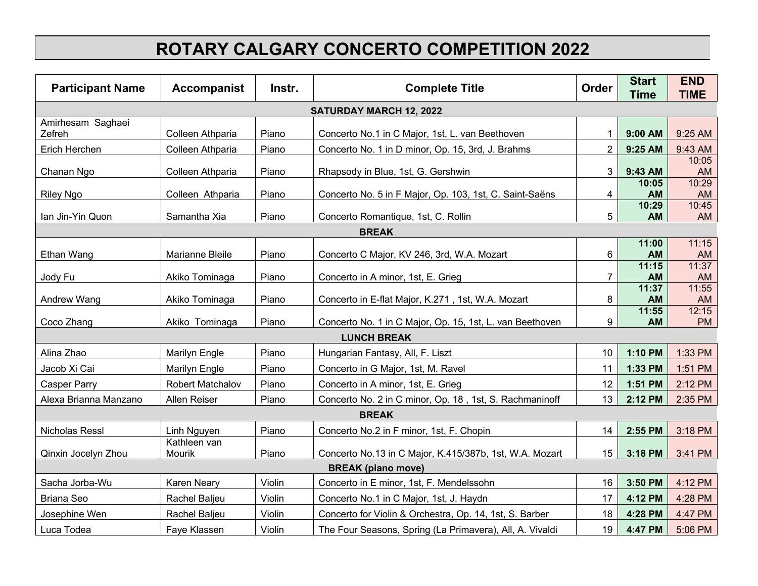# ROTARY CALGARY CONCERTO COMPETITION 2022

| Participant Name | Accompanist | Instr. | Complete Title | Order | Start Time | END TIME |
|---|---|---|---|---|---|---|
| **SATURDAY MARCH 12, 2022** | | | | | | |
| Amirhesam Saghaei Zefreh | Colleen Athparia | Piano | Concerto No.1 in C Major, 1st, L. van Beethoven | 1 | **9:00 AM** | 9:25 AM |
| Erich Herchen | Colleen Athparia | Piano | Concerto No. 1 in D minor, Op. 15, 3rd, J. Brahms | 2 | **9:25 AM** | 9:43 AM |
| Chanan Ngo | Colleen Athparia | Piano | Rhapsody in Blue, 1st, G. Gershwin | 3 | **9:43 AM** | 10:05 AM |
| Riley Ngo | Colleen Athparia | Piano | Concerto No. 5 in F Major, Op. 103, 1st, C. Saint-Saëns | 4 | **10:05 AM** | 10:29 AM |
| Ian Jin-Yin Quon | Samantha Xia | Piano | Concerto Romantique, 1st, C. Rollin | 5 | **10:29 AM** | 10:45 AM |
| **BREAK** | | | | | | |
| Ethan Wang | Marianne Bleile | Piano | Concerto C Major, KV 246, 3rd, W.A. Mozart | 6 | **11:00 AM** | 11:15 AM |
| Jody Fu | Akiko Tominaga | Piano | Concerto in A minor, 1st, E. Grieg | 7 | **11:15 AM** | 11:37 AM |
| Andrew Wang | Akiko Tominaga | Piano | Concerto in E-flat Major, K.271 , 1st, W.A. Mozart | 8 | **11:37 AM** | 11:55 AM |
| Coco Zhang | Akiko Tominaga | Piano | Concerto No. 1 in C Major, Op. 15, 1st, L. van Beethoven | 9 | **11:55 AM** | 12:15 PM |
| **LUNCH BREAK** | | | | | | |
| Alina Zhao | Marilyn Engle | Piano | Hungarian Fantasy, All, F. Liszt | 10 | **1:10 PM** | 1:33 PM |
| Jacob Xi Cai | Marilyn Engle | Piano | Concerto in G Major, 1st, M. Ravel | 11 | **1:33 PM** | 1:51 PM |
| Casper Parry | Robert Matchalov | Piano | Concerto in A minor, 1st, E. Grieg | 12 | **1:51 PM** | 2:12 PM |
| Alexa Brianna Manzano | Allen Reiser | Piano | Concerto No. 2 in C minor, Op. 18 , 1st, S. Rachmaninoff | 13 | **2:12 PM** | 2:35 PM |
| **BREAK** | | | | | | |
| Nicholas Ressl | Linh Nguyen | Piano | Concerto No.2 in F minor, 1st, F. Chopin | 14 | **2:55 PM** | 3:18 PM |
| Qinxin Jocelyn Zhou | Kathleen van Mourik | Piano | Concerto No.13 in C Major, K.415/387b, 1st, W.A. Mozart | 15 | **3:18 PM** | 3:41 PM |
| **BREAK (piano move)** | | | | | | |
| Sacha Jorba-Wu | Karen Neary | Violin | Concerto in E minor, 1st, F. Mendelssohn | 16 | **3:50 PM** | 4:12 PM |
| Briana Seo | Rachel Baljeu | Violin | Concerto No.1 in C Major, 1st, J. Haydn | 17 | **4:12 PM** | 4:28 PM |
| Josephine Wen | Rachel Baljeu | Violin | Concerto for Violin & Orchestra, Op. 14, 1st, S. Barber | 18 | **4:28 PM** | 4:47 PM |
| Luca Todea | Faye Klassen | Violin | The Four Seasons, Spring (La Primavera), All, A. Vivaldi | 19 | **4:47 PM** | 5:06 PM |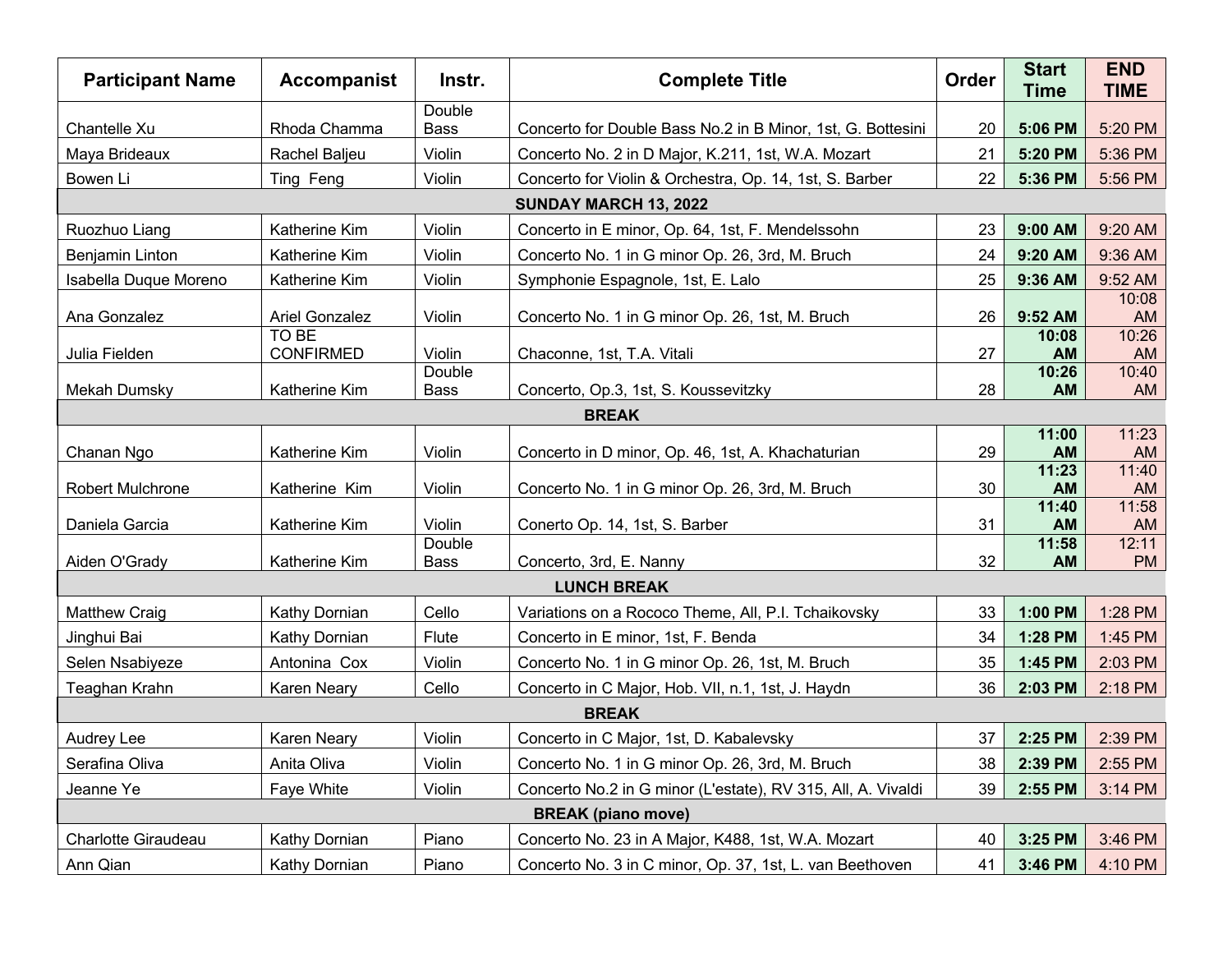| Participant Name | Accompanist | Instr. | Complete Title | Order | Start Time | END TIME |
|---|---|---|---|---|---|---|
| Chantelle Xu | Rhoda Chamma | Double Bass | Concerto for Double Bass No.2 in B Minor, 1st, G. Bottesini | 20 | **5:06 PM** | 5:20 PM |
| Maya Brideaux | Rachel Baljeu | Violin | Concerto No. 2 in D Major, K.211, 1st, W.A. Mozart | 21 | **5:20 PM** | 5:36 PM |
| Bowen Li | Ting Feng | Violin | Concerto for Violin & Orchestra, Op. 14, 1st, S. Barber | 22 | **5:36 PM** | 5:56 PM |
| **SUNDAY MARCH 13, 2022** | | | | | | |
| Ruozhuo Liang | Katherine Kim | Violin | Concerto in E minor, Op. 64, 1st, F. Mendelssohn | 23 | **9:00 AM** | 9:20 AM |
| Benjamin Linton | Katherine Kim | Violin | Concerto No. 1 in G minor Op. 26, 3rd, M. Bruch | 24 | **9:20 AM** | 9:36 AM |
| Isabella Duque Moreno | Katherine Kim | Violin | Symphonie Espagnole, 1st, E. Lalo | 25 | **9:36 AM** | 9:52 AM |
| Ana Gonzalez | Ariel Gonzalez | Violin | Concerto No. 1 in G minor Op. 26, 1st, M. Bruch | 26 | **9:52 AM** | 10:08 AM |
| Julia Fielden | TO BE CONFIRMED | Violin | Chaconne, 1st, T.A. Vitali | 27 | **10:08 AM** | 10:26 AM |
| Mekah Dumsky | Katherine Kim | Double Bass | Concerto, Op.3, 1st, S. Koussevitzky | 28 | **10:26 AM** | 10:40 AM |
| **BREAK** | | | | | | |
| Chanan Ngo | Katherine Kim | Violin | Concerto in D minor, Op. 46, 1st, A. Khachaturian | 29 | **11:00 AM** | 11:23 AM |
| Robert Mulchrone | Katherine Kim | Violin | Concerto No. 1 in G minor Op. 26, 3rd, M. Bruch | 30 | **11:23 AM** | 11:40 AM |
| Daniela Garcia | Katherine Kim | Violin | Conerto Op. 14, 1st, S. Barber | 31 | **11:40 AM** | 11:58 AM |
| Aiden O'Grady | Katherine Kim | Double Bass | Concerto, 3rd, E. Nanny | 32 | **11:58 AM** | 12:11 PM |
| **LUNCH BREAK** | | | | | | |
| Matthew Craig | Kathy Dornian | Cello | Variations on a Rococo Theme, All, P.I. Tchaikovsky | 33 | **1:00 PM** | 1:28 PM |
| Jinghui Bai | Kathy Dornian | Flute | Concerto in E minor, 1st, F. Benda | 34 | **1:28 PM** | 1:45 PM |
| Selen Nsabiyeze | Antonina Cox | Violin | Concerto No. 1 in G minor Op. 26, 1st, M. Bruch | 35 | **1:45 PM** | 2:03 PM |
| Teaghan Krahn | Karen Neary | Cello | Concerto in C Major, Hob. VII, n.1, 1st, J. Haydn | 36 | **2:03 PM** | 2:18 PM |
| **BREAK** | | | | | | |
| Audrey Lee | Karen Neary | Violin | Concerto in C Major, 1st, D. Kabalevsky | 37 | **2:25 PM** | 2:39 PM |
| Serafina Oliva | Anita Oliva | Violin | Concerto No. 1 in G minor Op. 26, 3rd, M. Bruch | 38 | **2:39 PM** | 2:55 PM |
| Jeanne Ye | Faye White | Violin | Concerto No.2 in G minor (L'estate), RV 315, All, A. Vivaldi | 39 | **2:55 PM** | 3:14 PM |
| **BREAK (piano move)** | | | | | | |
| Charlotte Giraudeau | Kathy Dornian | Piano | Concerto No. 23 in A Major, K488, 1st, W.A. Mozart | 40 | **3:25 PM** | 3:46 PM |
| Ann Qian | Kathy Dornian | Piano | Concerto No. 3 in C minor, Op. 37, 1st, L. van Beethoven | 41 | **3:46 PM** | 4:10 PM |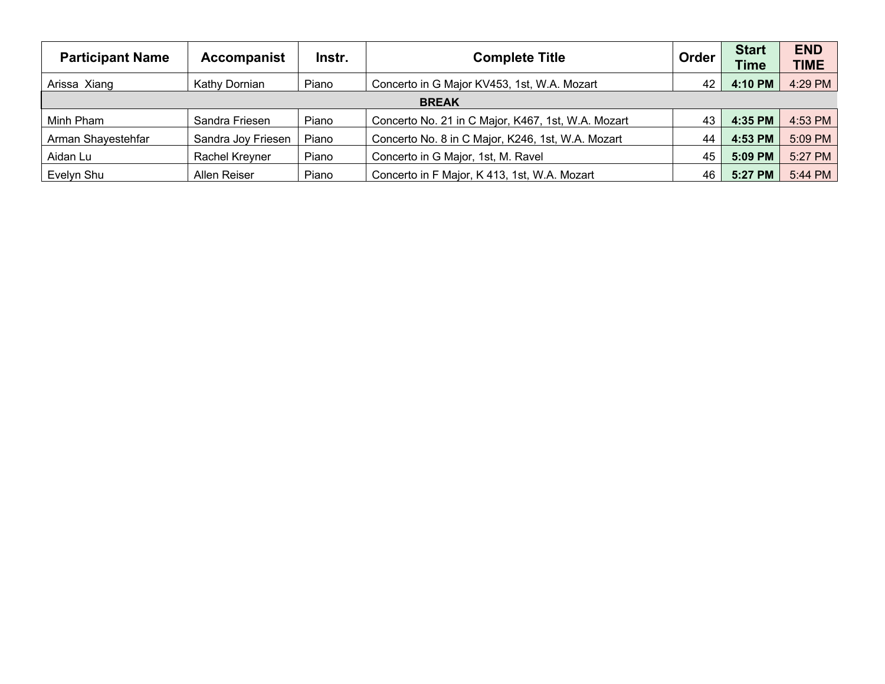| Participant Name | Accompanist | Instr. | Complete Title | Order | Start Time | END TIME |
|---|---|---|---|---|---|---|
| Arissa  Xiang | Kathy Dornian | Piano | Concerto in G Major KV453, 1st, W.A. Mozart | 42 | **4:10 PM** | 4:29 PM |
| **BREAK** | | | | | | |
| Minh Pham | Sandra Friesen | Piano | Concerto No. 21 in C Major, K467, 1st, W.A. Mozart | 43 | **4:35 PM** | 4:53 PM |
| Arman Shayestehfar | Sandra Joy Friesen | Piano | Concerto No. 8 in C Major, K246, 1st, W.A. Mozart | 44 | **4:53 PM** | 5:09 PM |
| Aidan Lu | Rachel Kreyner | Piano | Concerto in G Major, 1st, M. Ravel | 45 | **5:09 PM** | 5:27 PM |
| Evelyn Shu | Allen Reiser | Piano | Concerto in F Major, K 413, 1st, W.A. Mozart | 46 | **5:27 PM** | 5:44 PM |